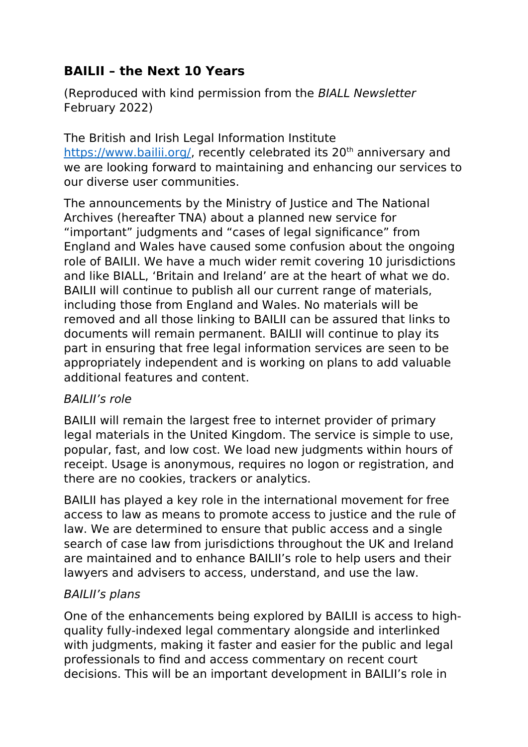# BAILII – the Next 10 Years

(Reproduced with kind permission from the *BIALL Newsletter* February 2022)

The British and Irish Legal Information Institute [https://www.bailii.org/](https://www.bailii.org/), recently celebrated its 20th anniversary and we are looking forward to maintaining and enhancing our services to our diverse user communities.

The announcements by the Ministry of Justice and The National Archives (hereafter TNA) about a planned new service for "important" judgments and "cases of legal significance" from England and Wales have caused some confusion about the ongoing role of BAILII. We have a much wider remit covering 10 jurisdictions and like BIALL, 'Britain and Ireland' are at the heart of what we do. BAILII will continue to publish all our current range of materials, including those from England and Wales. No materials will be removed and all those linking to BAILII can be assured that links to documents will remain permanent. BAILII will continue to play its part in ensuring that free legal information services are seen to be appropriately independent and is working on plans to add valuable additional features and content.

*BAILII's role*

BAILII will remain the largest free to internet provider of primary legal materials in the United Kingdom. The service is simple to use, popular, fast, and low cost. We load new judgments within hours of receipt. Usage is anonymous, requires no logon or registration, and there are no cookies, trackers or analytics.

BAILII has played a key role in the international movement for free access to law as means to promote access to justice and the rule of law. We are determined to ensure that public access and a single search of case law from jurisdictions throughout the UK and Ireland are maintained and to enhance BAILII's role to help users and their lawyers and advisers to access, understand, and use the law.

*BAILII's plans*

One of the enhancements being explored by BAILII is access to high-quality fully-indexed legal commentary alongside and interlinked with judgments, making it faster and easier for the public and legal professionals to find and access commentary on recent court decisions. This will be an important development in BAILII's role in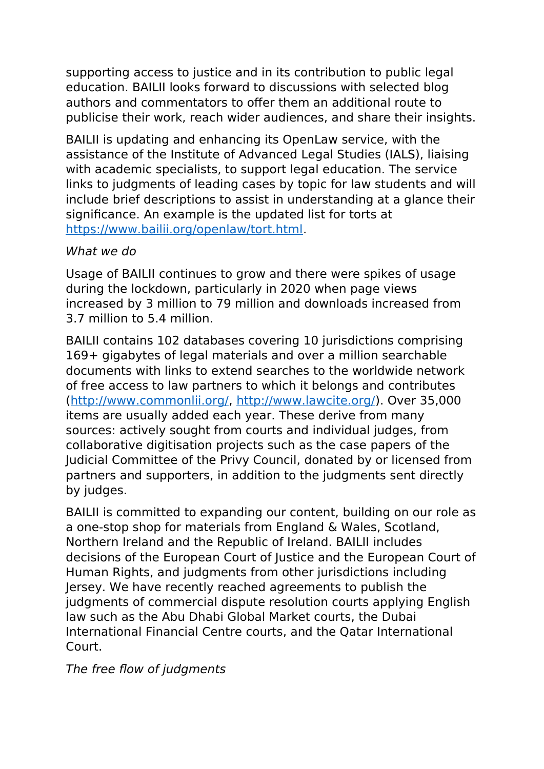supporting access to justice and in its contribution to public legal education. BAILII looks forward to discussions with selected blog authors and commentators to offer them an additional route to publicise their work, reach wider audiences, and share their insights.

BAILII is updating and enhancing its OpenLaw service, with the assistance of the Institute of Advanced Legal Studies (IALS), liaising with academic specialists, to support legal education. The service links to judgments of leading cases by topic for law students and will include brief descriptions to assist in understanding at a glance their significance. An example is the updated list for torts at [https://www.bailii.org/openlaw/tort.html](https://www.bailii.org/openlaw/tort.html).

*What we do*

Usage of BAILII continues to grow and there were spikes of usage during the lockdown, particularly in 2020 when page views increased by 3 million to 79 million and downloads increased from 3.7 million to 5.4 million.

BAILII contains 102 databases covering 10 jurisdictions comprising 169+ gigabytes of legal materials and over a million searchable documents with links to extend searches to the worldwide network of free access to law partners to which it belongs and contributes ([http://www.commonlii.org/](http://www.commonlii.org/), [http://www.lawcite.org/](http://www.lawcite.org/)). Over 35,000 items are usually added each year. These derive from many sources: actively sought from courts and individual judges, from collaborative digitisation projects such as the case papers of the Judicial Committee of the Privy Council, donated by or licensed from partners and supporters, in addition to the judgments sent directly by judges.

BAILII is committed to expanding our content, building on our role as a one-stop shop for materials from England & Wales, Scotland, Northern Ireland and the Republic of Ireland. BAILII includes decisions of the European Court of Justice and the European Court of Human Rights, and judgments from other jurisdictions including Jersey. We have recently reached agreements to publish the judgments of commercial dispute resolution courts applying English law such as the Abu Dhabi Global Market courts, the Dubai International Financial Centre courts, and the Qatar International Court.

*The free flow of judgments*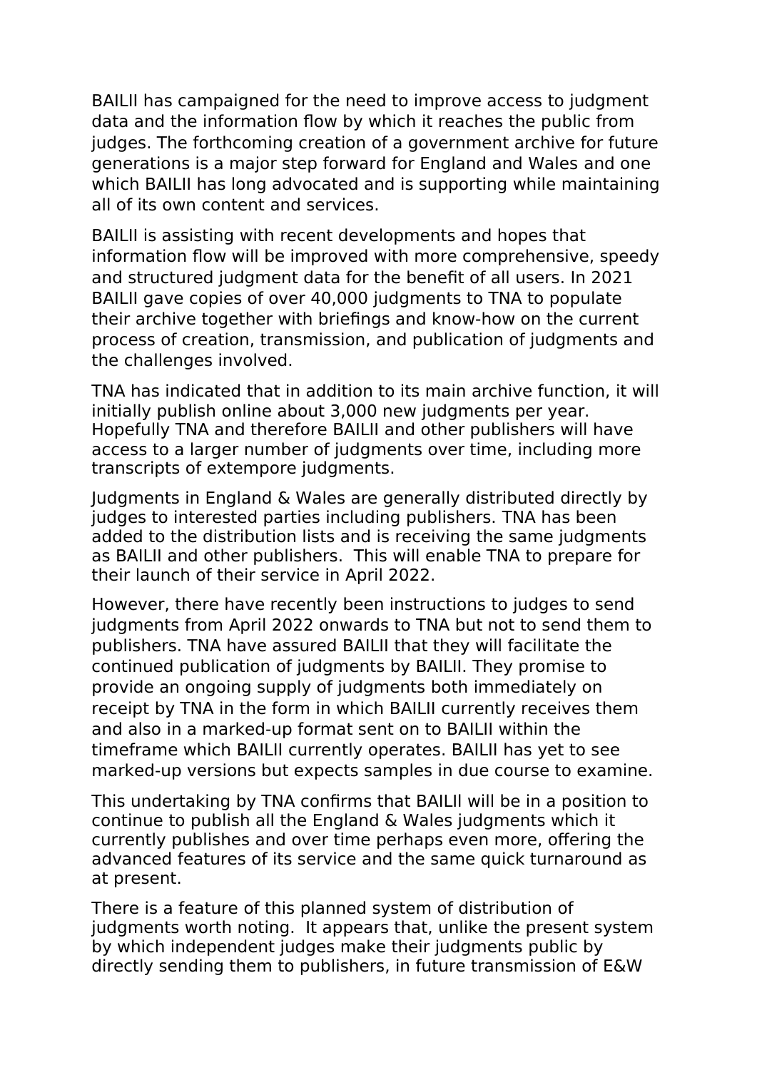BAILII has campaigned for the need to improve access to judgment data and the information flow by which it reaches the public from judges. The forthcoming creation of a government archive for future generations is a major step forward for England and Wales and one which BAILII has long advocated and is supporting while maintaining all of its own content and services.

BAILII is assisting with recent developments and hopes that information flow will be improved with more comprehensive, speedy and structured judgment data for the benefit of all users. In 2021 BAILII gave copies of over 40,000 judgments to TNA to populate their archive together with briefings and know-how on the current process of creation, transmission, and publication of judgments and the challenges involved.

TNA has indicated that in addition to its main archive function, it will initially publish online about 3,000 new judgments per year. Hopefully TNA and therefore BAILII and other publishers will have access to a larger number of judgments over time, including more transcripts of extempore judgments.

Judgments in England & Wales are generally distributed directly by judges to interested parties including publishers. TNA has been added to the distribution lists and is receiving the same judgments as BAILII and other publishers. This will enable TNA to prepare for their launch of their service in April 2022.

However, there have recently been instructions to judges to send judgments from April 2022 onwards to TNA but not to send them to publishers. TNA have assured BAILII that they will facilitate the continued publication of judgments by BAILII. They promise to provide an ongoing supply of judgments both immediately on receipt by TNA in the form in which BAILII currently receives them and also in a marked-up format sent on to BAILII within the timeframe which BAILII currently operates. BAILII has yet to see marked-up versions but expects samples in due course to examine.

This undertaking by TNA confirms that BAILII will be in a position to continue to publish all the England & Wales judgments which it currently publishes and over time perhaps even more, offering the advanced features of its service and the same quick turnaround as at present.

There is a feature of this planned system of distribution of judgments worth noting. It appears that, unlike the present system by which independent judges make their judgments public by directly sending them to publishers, in future transmission of E&W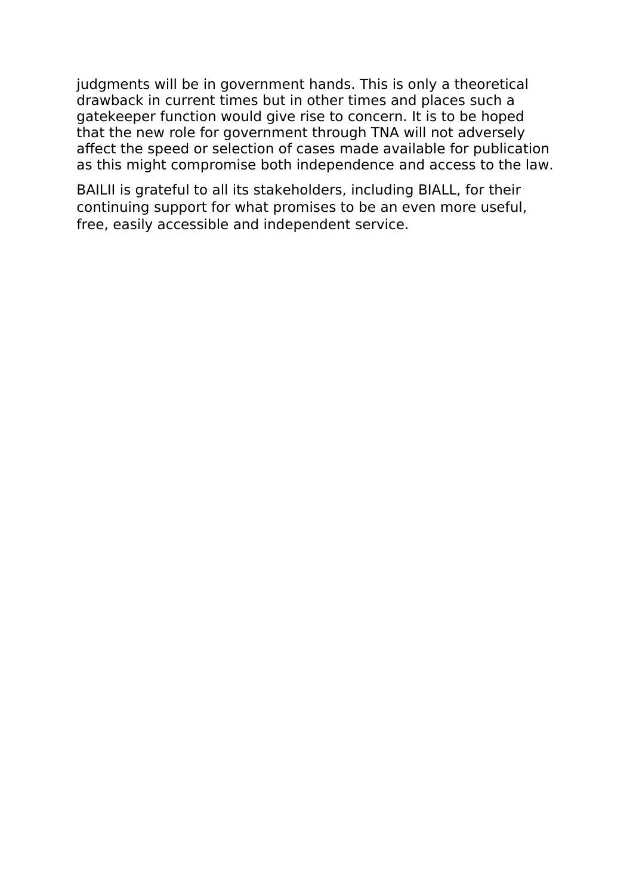judgments will be in government hands. This is only a theoretical drawback in current times but in other times and places such a gatekeeper function would give rise to concern. It is to be hoped that the new role for government through TNA will not adversely affect the speed or selection of cases made available for publication as this might compromise both independence and access to the law.

BAILII is grateful to all its stakeholders, including BIALL, for their continuing support for what promises to be an even more useful, free, easily accessible and independent service.